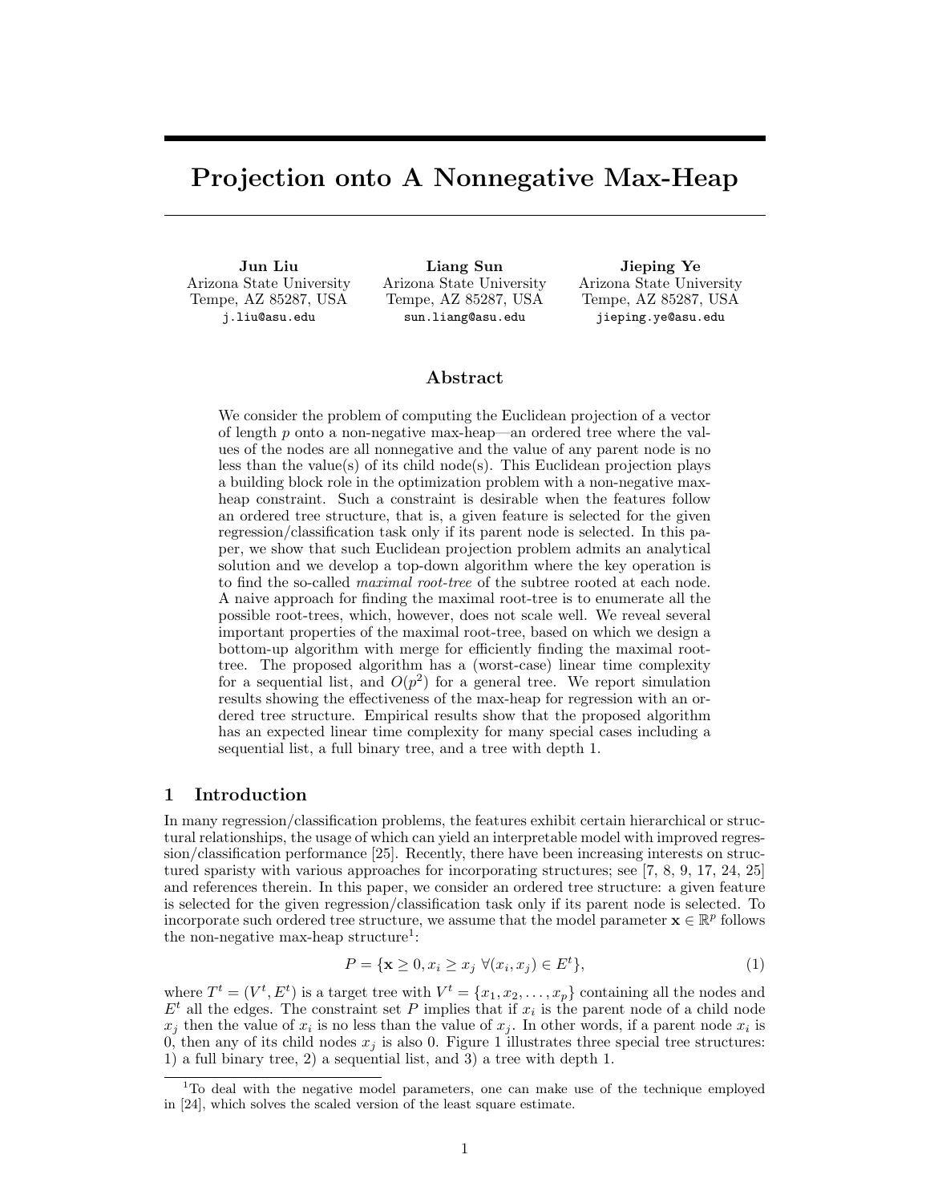# Projection onto A Nonnegative Max-Heap

**Jun Liu**
Arizona State University
Tempe, AZ 85287, USA
j.liu@asu.edu

**Liang Sun**
Arizona State University
Tempe, AZ 85287, USA
sun.liang@asu.edu

**Jieping Ye**
Arizona State University
Tempe, AZ 85287, USA
jieping.ye@asu.edu

## Abstract

We consider the problem of computing the Euclidean projection of a vector of length $p$ onto a non-negative max-heap—an ordered tree where the values of the nodes are all nonnegative and the value of any parent node is no less than the value(s) of its child node(s). This Euclidean projection plays a building block role in the optimization problem with a non-negative max-heap constraint. Such a constraint is desirable when the features follow an ordered tree structure, that is, a given feature is selected for the given regression/classification task only if its parent node is selected. In this paper, we show that such Euclidean projection problem admits an analytical solution and we develop a top-down algorithm where the key operation is to find the so-called *maximal root-tree* of the subtree rooted at each node. A naive approach for finding the maximal root-tree is to enumerate all the possible root-trees, which, however, does not scale well. We reveal several important properties of the maximal root-tree, based on which we design a bottom-up algorithm with merge for efficiently finding the maximal root-tree. The proposed algorithm has a (worst-case) linear time complexity for a sequential list, and $O(p^2)$ for a general tree. We report simulation results showing the effectiveness of the max-heap for regression with an ordered tree structure. Empirical results show that the proposed algorithm has an expected linear time complexity for many special cases including a sequential list, a full binary tree, and a tree with depth 1.

## 1 Introduction

In many regression/classification problems, the features exhibit certain hierarchical or structural relationships, the usage of which can yield an interpretable model with improved regression/classification performance [25]. Recently, there have been increasing interests on structured sparisty with various approaches for incorporating structures; see [7, 8, 9, 17, 24, 25] and references therein. In this paper, we consider an ordered tree structure: a given feature is selected for the given regression/classification task only if its parent node is selected. To incorporate such ordered tree structure, we assume that the model parameter $\mathbf{x} \in \mathbb{R}^p$ follows the non-negative max-heap structure[1]:

$$P = \{\mathbf{x} \geq 0, x_i \geq x_j \ \forall (x_i, x_j) \in E^t\}, \tag{1}$$

where $T^t = (V^t, E^t)$ is a target tree with $V^t = \{x_1, x_2, \ldots, x_p\}$ containing all the nodes and $E^t$ all the edges. The constraint set $P$ implies that if $x_i$ is the parent node of a child node $x_j$ then the value of $x_i$ is no less than the value of $x_j$. In other words, if a parent node $x_i$ is 0, then any of its child nodes $x_j$ is also 0. Figure 1 illustrates three special tree structures: 1) a full binary tree, 2) a sequential list, and 3) a tree with depth 1.

[1] To deal with the negative model parameters, one can make use of the technique employed in [24], which solves the scaled version of the least square estimate.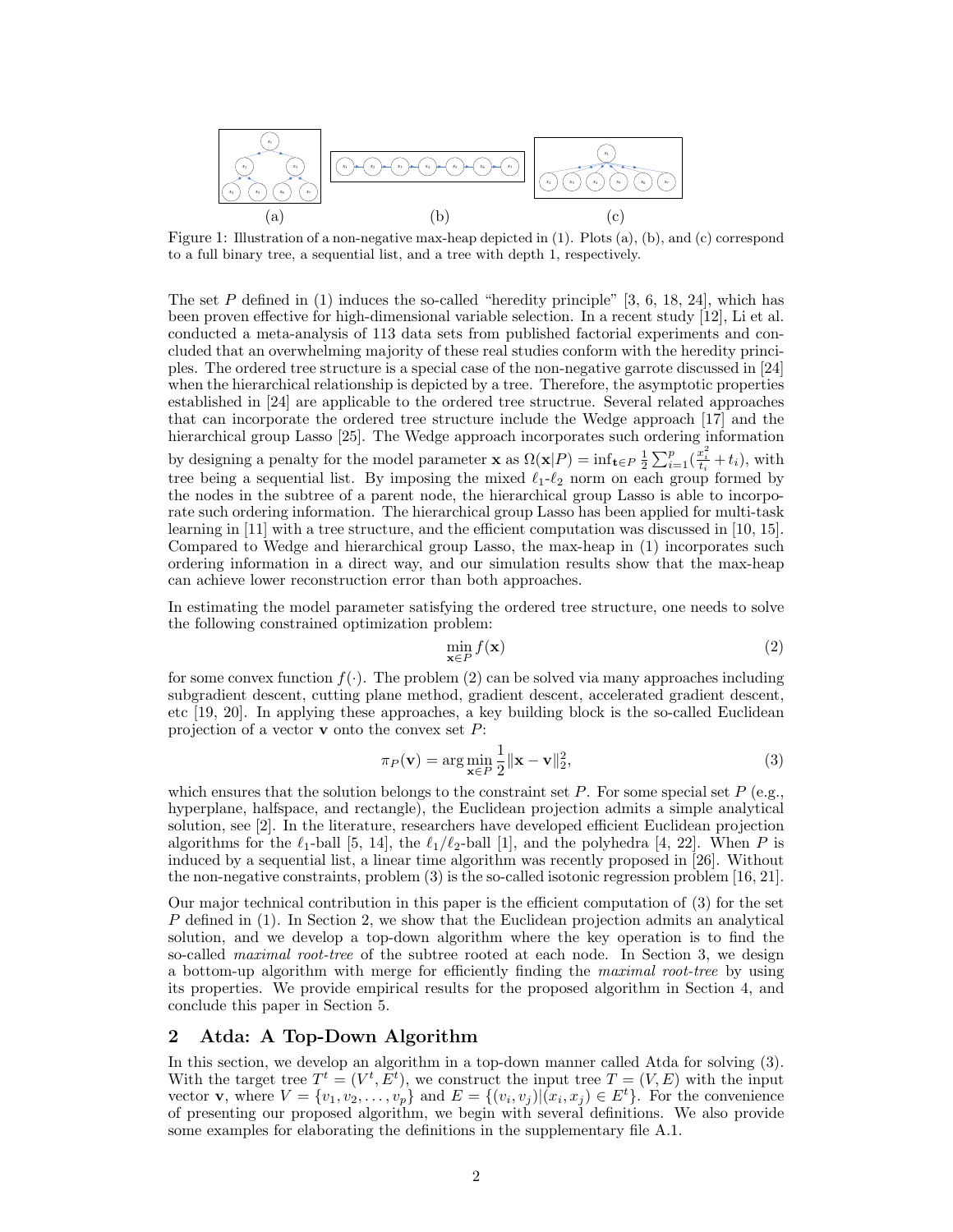(a) (b) (c)

Figure 1: Illustration of a non-negative max-heap depicted in (1). Plots (a), (b), and (c) correspond to a full binary tree, a sequential list, and a tree with depth 1, respectively.

The set $P$ defined in (1) induces the so-called "heredity principle" [3, 6, 18, 24], which has been proven effective for high-dimensional variable selection. In a recent study [12], Li et al. conducted a meta-analysis of 113 data sets from published factorial experiments and concluded that an overwhelming majority of these real studies conform with the heredity principles. The ordered tree structure is a special case of the non-negative garrote discussed in [24] when the hierarchical relationship is depicted by a tree. Therefore, the asymptotic properties established in [24] are applicable to the ordered tree structrue. Several related approaches that can incorporate the ordered tree structure include the Wedge approach [17] and the hierarchical group Lasso [25]. The Wedge approach incorporates such ordering information by designing a penalty for the model parameter $\mathbf{x}$ as $\Omega(\mathbf{x}|P) = \inf_{\mathbf{t} \in P} \frac{1}{2} \sum_{i=1}^{p} (\frac{x_i^2}{t_i} + t_i)$, with tree being a sequential list. By imposing the mixed $\ell_1$-$\ell_2$ norm on each group formed by the nodes in the subtree of a parent node, the hierarchical group Lasso is able to incorporate such ordering information. The hierarchical group Lasso has been applied for multi-task learning in [11] with a tree structure, and the efficient computation was discussed in [10, 15]. Compared to Wedge and hierarchical group Lasso, the max-heap in (1) incorporates such ordering information in a direct way, and our simulation results show that the max-heap can achieve lower reconstruction error than both approaches.

In estimating the model parameter satisfying the ordered tree structure, one needs to solve the following constrained optimization problem:

$$\min_{\mathbf{x} \in P} f(\mathbf{x}) \tag{2}$$

for some convex function $f(\cdot)$. The problem (2) can be solved via many approaches including subgradient descent, cutting plane method, gradient descent, accelerated gradient descent, etc [19, 20]. In applying these approaches, a key building block is the so-called Euclidean projection of a vector $\mathbf{v}$ onto the convex set $P$:

$$\pi_P(\mathbf{v}) = \arg\min_{\mathbf{x} \in P} \frac{1}{2} \|\mathbf{x} - \mathbf{v}\|_2^2, \tag{3}$$

which ensures that the solution belongs to the constraint set $P$. For some special set $P$ (e.g., hyperplane, halfspace, and rectangle), the Euclidean projection admits a simple analytical solution, see [2]. In the literature, researchers have developed efficient Euclidean projection algorithms for the $\ell_1$-ball [5, 14], the $\ell_1/\ell_2$-ball [1], and the polyhedra [4, 22]. When $P$ is induced by a sequential list, a linear time algorithm was recently proposed in [26]. Without the non-negative constraints, problem (3) is the so-called isotonic regression problem [16, 21].

Our major technical contribution in this paper is the efficient computation of (3) for the set $P$ defined in (1). In Section 2, we show that the Euclidean projection admits an analytical solution, and we develop a top-down algorithm where the key operation is to find the so-called *maximal root-tree* of the subtree rooted at each node. In Section 3, we design a bottom-up algorithm with merge for efficiently finding the *maximal root-tree* by using its properties. We provide empirical results for the proposed algorithm in Section 4, and conclude this paper in Section 5.

## 2 Atda: A Top-Down Algorithm

In this section, we develop an algorithm in a top-down manner called Atda for solving (3). With the target tree $T^t = (V^t, E^t)$, we construct the input tree $T = (V, E)$ with the input vector $\mathbf{v}$, where $V = \{v_1, v_2, \ldots, v_p\}$ and $E = \{(v_i, v_j) | (x_i, x_j) \in E^t\}$. For the convenience of presenting our proposed algorithm, we begin with several definitions. We also provide some examples for elaborating the definitions in the supplementary file A.1.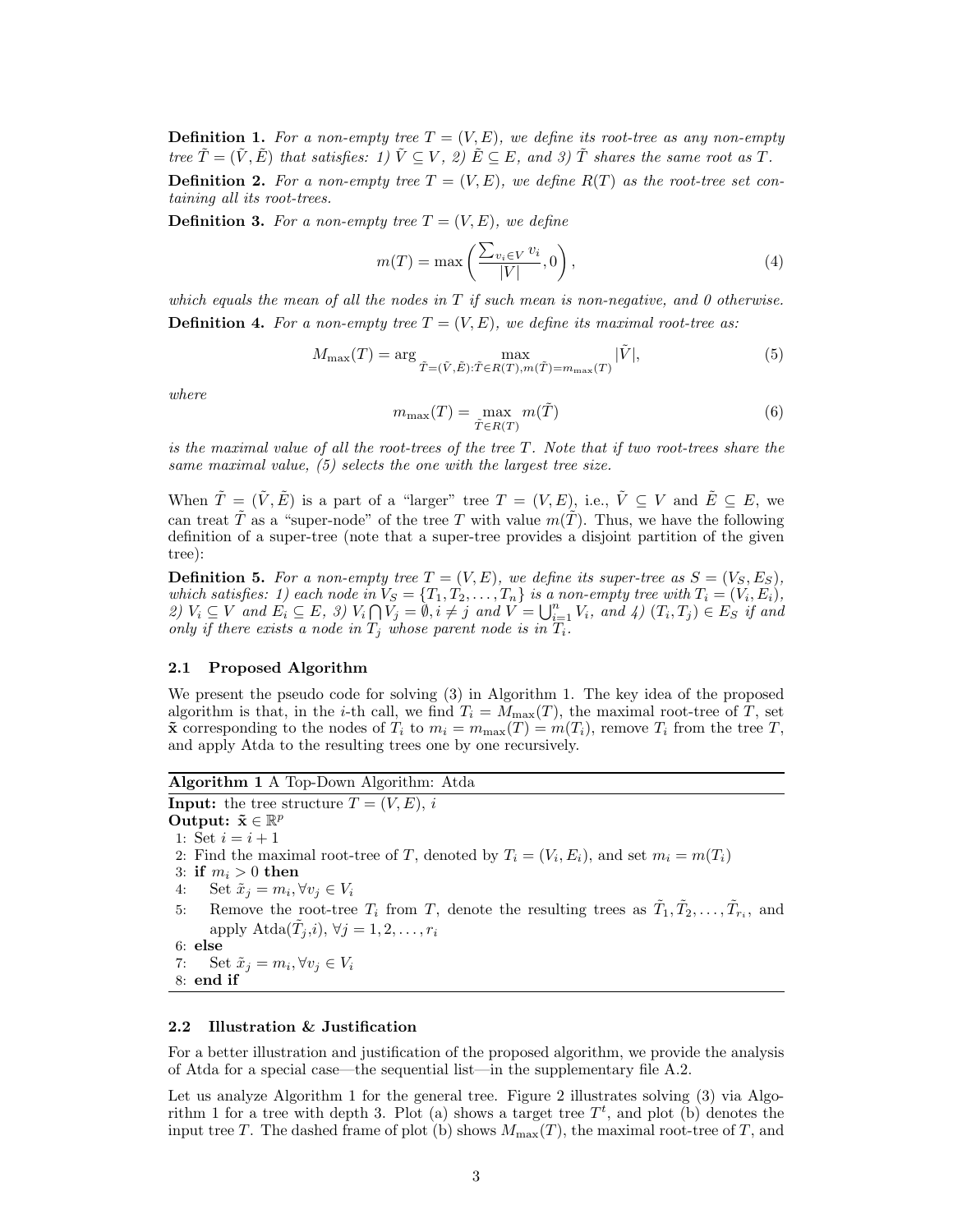**Definition 1.** *For a non-empty tree $T = (V, E)$, we define its root-tree as any non-empty tree $\tilde{T} = (\tilde{V}, \tilde{E})$ that satisfies: 1) $\tilde{V} \subseteq V$, 2) $\tilde{E} \subseteq E$, and 3) $\tilde{T}$ shares the same root as $T$.*

**Definition 2.** *For a non-empty tree $T = (V, E)$, we define $R(T)$ as the root-tree set containing all its root-trees.*

**Definition 3.** *For a non-empty tree $T = (V, E)$, we define*

$$m(T) = \max\left(\frac{\sum_{v_i \in V} v_i}{|V|}, 0\right), \tag{4}$$

*which equals the mean of all the nodes in $T$ if such mean is non-negative, and 0 otherwise.*

**Definition 4.** *For a non-empty tree $T = (V, E)$, we define its maximal root-tree as:*

$$M_{\max}(T) = \arg \max_{\tilde{T}=(\tilde{V},\tilde{E}):\tilde{T}\in R(T), m(\tilde{T})=m_{\max}(T)} |\tilde{V}|, \tag{5}$$

*where*

$$m_{\max}(T) = \max_{\tilde{T} \in R(T)} m(\tilde{T}) \tag{6}$$

*is the maximal value of all the root-trees of the tree $T$. Note that if two root-trees share the same maximal value, (5) selects the one with the largest tree size.*

When $\tilde{T} = (\tilde{V}, \tilde{E})$ is a part of a "larger" tree $T = (V, E)$, i.e., $\tilde{V} \subseteq V$ and $\tilde{E} \subseteq E$, we can treat $\tilde{T}$ as a "super-node" of the tree $T$ with value $m(\tilde{T})$. Thus, we have the following definition of a super-tree (note that a super-tree provides a disjoint partition of the given tree):

**Definition 5.** *For a non-empty tree $T = (V, E)$, we define its super-tree as $S = (V_S, E_S)$, which satisfies: 1) each node in $V_S = \{T_1, T_2, \ldots, T_n\}$ is a non-empty tree with $T_i = (V_i, E_i)$, 2) $V_i \subseteq V$ and $E_i \subseteq E$, 3) $V_i \bigcap V_j = \emptyset, i \neq j$ and $V = \bigcup_{i=1}^{n} V_i$, and 4) $(T_i, T_j) \in E_S$ if and only if there exists a node in $T_j$ whose parent node is in $T_i$.*

### 2.1 Proposed Algorithm

We present the pseudo code for solving (3) in Algorithm 1. The key idea of the proposed algorithm is that, in the $i$-th call, we find $T_i = M_{\max}(T)$, the maximal root-tree of $T$, set $\tilde{\mathbf{x}}$ corresponding to the nodes of $T_i$ to $m_i = m_{\max}(T) = m(T_i)$, remove $T_i$ from the tree $T$, and apply Atda to the resulting trees one by one recursively.

**Algorithm 1** A Top-Down Algorithm: Atda

**Input:** the tree structure $T = (V, E)$, $i$
**Output:** $\tilde{\mathbf{x}} \in \mathbb{R}^p$

1: Set $i = i + 1$
2: Find the maximal root-tree of $T$, denoted by $T_i = (V_i, E_i)$, and set $m_i = m(T_i)$
3: **if** $m_i > 0$ **then**
4: &nbsp;&nbsp;&nbsp;&nbsp;Set $\tilde{x}_j = m_i, \forall v_j \in V_i$
5: &nbsp;&nbsp;&nbsp;&nbsp;Remove the root-tree $T_i$ from $T$, denote the resulting trees as $\tilde{T}_1, \tilde{T}_2, \ldots, \tilde{T}_{r_i}$, and apply Atda($\tilde{T}_j$,$i$), $\forall j = 1, 2, \ldots, r_i$
6: **else**
7: &nbsp;&nbsp;&nbsp;&nbsp;Set $\tilde{x}_j = m_i, \forall v_j \in V_i$
8: **end if**

### 2.2 Illustration & Justification

For a better illustration and justification of the proposed algorithm, we provide the analysis of Atda for a special case—the sequential list—in the supplementary file A.2.

Let us analyze Algorithm 1 for the general tree. Figure 2 illustrates solving (3) via Algorithm 1 for a tree with depth 3. Plot (a) shows a target tree $T^t$, and plot (b) denotes the input tree $T$. The dashed frame of plot (b) shows $M_{\max}(T)$, the maximal root-tree of $T$, and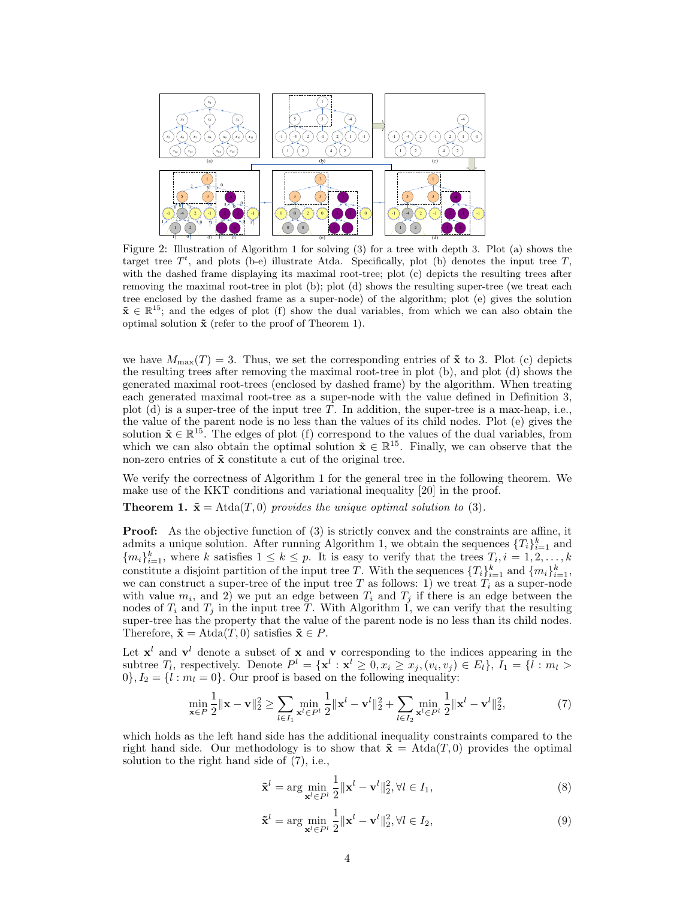Figure 2: Illustration of Algorithm 1 for solving (3) for a tree with depth 3. Plot (a) shows the target tree $T^t$, and plots (b-e) illustrate Atda. Specifically, plot (b) denotes the input tree $T$, with the dashed frame displaying its maximal root-tree; plot (c) depicts the resulting trees after removing the maximal root-tree in plot (b); plot (d) shows the resulting super-tree (we treat each tree enclosed by the dashed frame as a super-node) of the algorithm; plot (e) gives the solution $\tilde{\mathbf{x}} \in \mathbb{R}^{15}$; and the edges of plot (f) show the dual variables, from which we can also obtain the optimal solution $\tilde{\mathbf{x}}$ (refer to the proof of Theorem 1).

we have $M_{\max}(T) = 3$. Thus, we set the corresponding entries of $\tilde{\mathbf{x}}$ to 3. Plot (c) depicts the resulting trees after removing the maximal root-tree in plot (b), and plot (d) shows the generated maximal root-trees (enclosed by dashed frame) by the algorithm. When treating each generated maximal root-tree as a super-node with the value defined in Definition 3, plot (d) is a super-tree of the input tree $T$. In addition, the super-tree is a max-heap, i.e., the value of the parent node is no less than the values of its child nodes. Plot (e) gives the solution $\tilde{\mathbf{x}} \in \mathbb{R}^{15}$. The edges of plot (f) correspond to the values of the dual variables, from which we can also obtain the optimal solution $\tilde{\mathbf{x}} \in \mathbb{R}^{15}$. Finally, we can observe that the non-zero entries of $\tilde{\mathbf{x}}$ constitute a cut of the original tree.

We verify the correctness of Algorithm 1 for the general tree in the following theorem. We make use of the KKT conditions and variational inequality [20] in the proof.

**Theorem 1.** *$\tilde{\mathbf{x}} = \text{Atda}(T, 0)$ provides the unique optimal solution to* (3).

**Proof:** As the objective function of (3) is strictly convex and the constraints are affine, it admits a unique solution. After running Algorithm 1, we obtain the sequences $\{T_i\}_{i=1}^k$ and $\{m_i\}_{i=1}^k$, where $k$ satisfies $1 \leq k \leq p$. It is easy to verify that the trees $T_i, i = 1, 2, \ldots, k$ constitute a disjoint partition of the input tree $T$. With the sequences $\{T_i\}_{i=1}^k$ and $\{m_i\}_{i=1}^k$, we can construct a super-tree of the input tree $T$ as follows: 1) we treat $T_i$ as a super-node with value $m_i$, and 2) we put an edge between $T_i$ and $T_j$ if there is an edge between the nodes of $T_i$ and $T_j$ in the input tree $T$. With Algorithm 1, we can verify that the resulting super-tree has the property that the value of the parent node is no less than its child nodes. Therefore, $\tilde{\mathbf{x}} = \text{Atda}(T, 0)$ satisfies $\tilde{\mathbf{x}} \in P$.

Let $\mathbf{x}^l$ and $\mathbf{v}^l$ denote a subset of $\mathbf{x}$ and $\mathbf{v}$ corresponding to the indices appearing in the subtree $T_l$, respectively. Denote $P^l = \{\mathbf{x}^l : \mathbf{x}^l \geq 0, x_i \geq x_j, (v_i, v_j) \in E_l\}$, $I_1 = \{l : m_l > 0\}, I_2 = \{l : m_l = 0\}$. Our proof is based on the following inequality:

$$\min_{\mathbf{x} \in P} \frac{1}{2}\|\mathbf{x} - \mathbf{v}\|_2^2 \geq \sum_{l \in I_1} \min_{\mathbf{x}^l \in P^l} \frac{1}{2}\|\mathbf{x}^l - \mathbf{v}^l\|_2^2 + \sum_{l \in I_2} \min_{\mathbf{x}^l \in P^l} \frac{1}{2}\|\mathbf{x}^l - \mathbf{v}^l\|_2^2, \tag{7}$$

which holds as the left hand side has the additional inequality constraints compared to the right hand side. Our methodology is to show that $\tilde{\mathbf{x}} = \text{Atda}(T, 0)$ provides the optimal solution to the right hand side of (7), i.e.,

$$\tilde{\mathbf{x}}^l = \arg\min_{\mathbf{x}^l \in P^l} \frac{1}{2}\|\mathbf{x}^l - \mathbf{v}^l\|_2^2, \forall l \in I_1, \tag{8}$$

$$\tilde{\mathbf{x}}^l = \arg\min_{\mathbf{x}^l \in P^l} \frac{1}{2}\|\mathbf{x}^l - \mathbf{v}^l\|_2^2, \forall l \in I_2, \tag{9}$$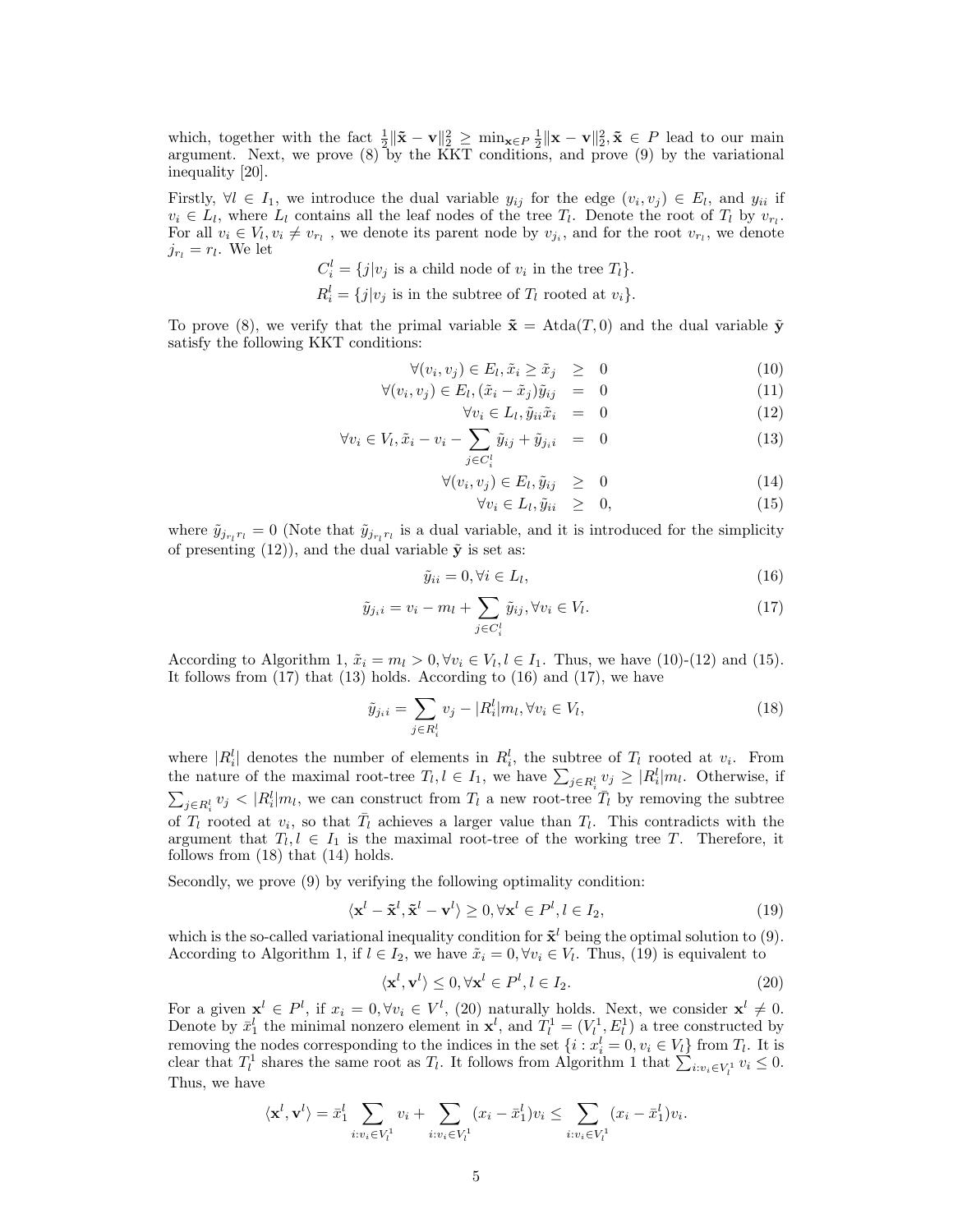which, together with the fact $\frac{1}{2}\|\tilde{\mathbf{x}} - \mathbf{v}\|_2^2 \geq \min_{\mathbf{x} \in P} \frac{1}{2}\|\mathbf{x} - \mathbf{v}\|_2^2, \tilde{\mathbf{x}} \in P$ lead to our main argument. Next, we prove (8) by the KKT conditions, and prove (9) by the variational inequality [20].

Firstly, $\forall l \in I_1$, we introduce the dual variable $y_{ij}$ for the edge $(v_i, v_j) \in E_l$, and $y_{ii}$ if $v_i \in L_l$, where $L_l$ contains all the leaf nodes of the tree $T_l$. Denote the root of $T_l$ by $v_{r_l}$. For all $v_i \in V_l, v_i \neq v_{r_l}$ , we denote its parent node by $v_{j_i}$, and for the root $v_{r_l}$, we denote $j_{r_l} = r_l$. We let

$$C_i^l = \{j | v_j \text{ is a child node of } v_i \text{ in the tree } T_l\}.$$
$$R_i^l = \{j | v_j \text{ is in the subtree of } T_l \text{ rooted at } v_i\}.$$

To prove (8), we verify that the primal variable $\tilde{\mathbf{x}} = \text{Atda}(T, 0)$ and the dual variable $\tilde{\mathbf{y}}$ satisfy the following KKT conditions:

$$\forall (v_i, v_j) \in E_l, \tilde{x}_i \geq \tilde{x}_j \geq 0 \tag{10}$$

$$\forall (v_i, v_j) \in E_l, (\tilde{x}_i - \tilde{x}_j)\tilde{y}_{ij} = 0 \tag{11}$$

$$\forall v_i \in L_l, \tilde{y}_{ii}\tilde{x}_i = 0 \tag{12}$$

$$\forall v_i \in V_l, \tilde{x}_i - v_i - \sum_{j \in C_i^l} \tilde{y}_{ij} + \tilde{y}_{j_i i} = 0 \tag{13}$$

$$\forall (v_i, v_j) \in E_l, \tilde{y}_{ij} \geq 0 \tag{14}$$

$$\forall v_i \in L_l, \tilde{y}_{ii} \geq 0, \tag{15}$$

where $\tilde{y}_{j_{r_l} r_l} = 0$ (Note that $\tilde{y}_{j_{r_l} r_l}$ is a dual variable, and it is introduced for the simplicity of presenting (12)), and the dual variable $\tilde{\mathbf{y}}$ is set as:

$$\tilde{y}_{ii} = 0, \forall i \in L_l, \tag{16}$$

$$\tilde{y}_{j_i i} = v_i - m_l + \sum_{j \in C_i^l} \tilde{y}_{ij}, \forall v_i \in V_l. \tag{17}$$

According to Algorithm 1, $\tilde{x}_i = m_l > 0, \forall v_i \in V_l, l \in I_1$. Thus, we have (10)-(12) and (15). It follows from (17) that (13) holds. According to (16) and (17), we have

$$\tilde{y}_{j_i i} = \sum_{j \in R_i^l} v_j - |R_i^l| m_l, \forall v_i \in V_l, \tag{18}$$

where $|R_i^l|$ denotes the number of elements in $R_i^l$, the subtree of $T_l$ rooted at $v_i$. From the nature of the maximal root-tree $T_l, l \in I_1$, we have $\sum_{j \in R_i^l} v_j \geq |R_i^l| m_l$. Otherwise, if $\sum_{j \in R_i^l} v_j < |R_i^l| m_l$, we can construct from $T_l$ a new root-tree $\bar{T}_l$ by removing the subtree of $T_l$ rooted at $v_i$, so that $\bar{T}_l$ achieves a larger value than $T_l$. This contradicts with the argument that $T_l, l \in I_1$ is the maximal root-tree of the working tree $T$. Therefore, it follows from (18) that (14) holds.

Secondly, we prove (9) by verifying the following optimality condition:

$$\langle \mathbf{x}^l - \tilde{\mathbf{x}}^l, \tilde{\mathbf{x}}^l - \mathbf{v}^l \rangle \geq 0, \forall \mathbf{x}^l \in P^l, l \in I_2, \tag{19}$$

which is the so-called variational inequality condition for $\tilde{\mathbf{x}}^l$ being the optimal solution to (9). According to Algorithm 1, if $l \in I_2$, we have $\tilde{x}_i = 0, \forall v_i \in V_l$. Thus, (19) is equivalent to

$$\langle \mathbf{x}^l, \mathbf{v}^l \rangle \leq 0, \forall \mathbf{x}^l \in P^l, l \in I_2. \tag{20}$$

For a given $\mathbf{x}^l \in P^l$, if $x_i = 0, \forall v_i \in V^l$, (20) naturally holds. Next, we consider $\mathbf{x}^l \neq 0$. Denote by $\bar{x}_1^l$ the minimal nonzero element in $\mathbf{x}^l$, and $T_l^1 = (V_l^1, E_l^1)$ a tree constructed by removing the nodes corresponding to the indices in the set $\{i : x_i^l = 0, v_i \in V_l\}$ from $T_l$. It is clear that $T_l^1$ shares the same root as $T_l$. It follows from Algorithm 1 that $\sum_{i: v_i \in V_l^1} v_i \leq 0$. Thus, we have

$$\langle \mathbf{x}^l, \mathbf{v}^l \rangle = \bar{x}_1^l \sum_{i: v_i \in V_l^1} v_i + \sum_{i: v_i \in V_l^1} (x_i - \bar{x}_1^l) v_i \leq \sum_{i: v_i \in V_l^1} (x_i - \bar{x}_1^l) v_i.$$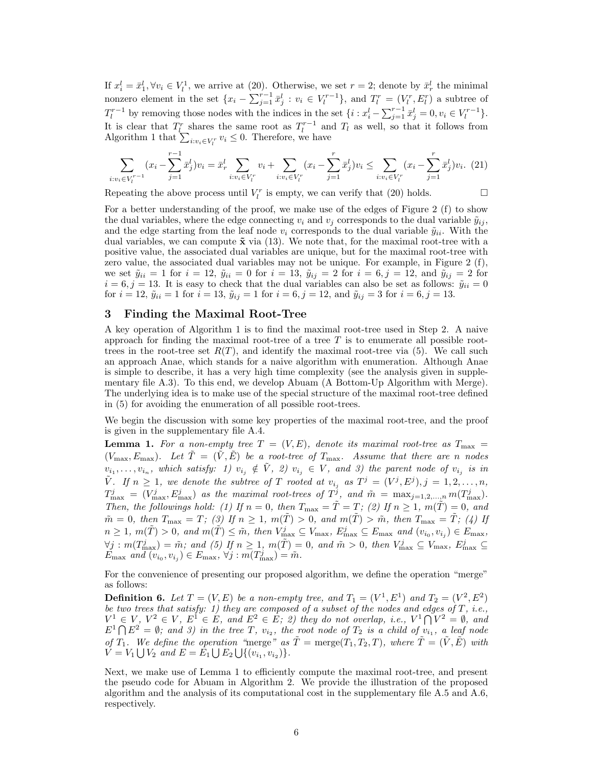If $x_i^l = \bar{x}_1^l, \forall v_i \in V_l^1$, we arrive at (20). Otherwise, we set $r = 2$; denote by $\bar{x}_r^l$ the minimal nonzero element in the set $\{x_i - \sum_{j=1}^{r-1} \bar{x}_j^l : v_i \in V_l^{r-1}\}$, and $T_l^r = (V_l^r, E_l^r)$ a subtree of $T_l^{r-1}$ by removing those nodes with the indices in the set $\{i : x_i^l - \sum_{j=1}^{r-1} \bar{x}_j^l = 0, v_i \in V_l^{r-1}\}$. It is clear that $T_l^r$ shares the same root as $T_l^{r-1}$ and $T_l$ as well, so that it follows from Algorithm 1 that $\sum_{i:v_i \in V_l^r} v_i \leq 0$. Therefore, we have

$$\sum_{i:v_i \in V_l^{r-1}} (x_i - \sum_{j=1}^{r-1} \bar{x}_j^l) v_i = \bar{x}_r^l \sum_{i:v_i \in V_l^r} v_i + \sum_{i:v_i \in V_l^r} (x_i - \sum_{j=1}^{r} \bar{x}_j^l) v_i \leq \sum_{i:v_i \in V_l^r} (x_i - \sum_{j=1}^{r} \bar{x}_j^l) v_i. \quad (21)$$

Repeating the above process until $V_l^r$ is empty, we can verify that (20) holds. □

For a better understanding of the proof, we make use of the edges of Figure 2 (f) to show the dual variables, where the edge connecting $v_i$ and $v_j$ corresponds to the dual variable $\tilde{y}_{ij}$, and the edge starting from the leaf node $v_i$ corresponds to the dual variable $\tilde{y}_{ii}$. With the dual variables, we can compute $\tilde{\mathbf{x}}$ via (13). We note that, for the maximal root-tree with a positive value, the associated dual variables are unique, but for the maximal root-tree with zero value, the associated dual variables may not be unique. For example, in Figure 2 (f), we set $\tilde{y}_{ii} = 1$ for $i = 12$, $\tilde{y}_{ii} = 0$ for $i = 13$, $\tilde{y}_{ij} = 2$ for $i = 6, j = 12$, and $\tilde{y}_{ij} = 2$ for $i = 6, j = 13$. It is easy to check that the dual variables can also be set as follows: $\tilde{y}_{ii} = 0$ for $i = 12$, $\tilde{y}_{ii} = 1$ for $i = 13$, $\tilde{y}_{ij} = 1$ for $i = 6, j = 12$, and $\tilde{y}_{ij} = 3$ for $i = 6, j = 13$.

## 3 Finding the Maximal Root-Tree

A key operation of Algorithm 1 is to find the maximal root-tree used in Step 2. A naive approach for finding the maximal root-tree of a tree $T$ is to enumerate all possible root-trees in the root-tree set $R(T)$, and identify the maximal root-tree via (5). We call such an approach Anae, which stands for a naive algorithm with enumeration. Although Anae is simple to describe, it has a very high time complexity (see the analysis given in supplementary file A.3). To this end, we develop Abuam (A Bottom-Up Algorithm with Merge). The underlying idea is to make use of the special structure of the maximal root-tree defined in (5) for avoiding the enumeration of all possible root-trees.

We begin the discussion with some key properties of the maximal root-tree, and the proof is given in the supplementary file A.4.

**Lemma 1.** *For a non-empty tree $T = (V, E)$, denote its maximal root-tree as $T_{\max} = (V_{\max}, E_{\max})$. Let $\tilde{T} = (\tilde{V}, \tilde{E})$ be a root-tree of $T_{\max}$. Assume that there are $n$ nodes $v_{i_1}, \ldots, v_{i_n}$, which satisfy: 1) $v_{i_j} \notin \tilde{V}$, 2) $v_{i_j} \in V$, and 3) the parent node of $v_{i_j}$ is in $\tilde{V}$. If $n \geq 1$, we denote the subtree of $T$ rooted at $v_{i_j}$ as $T^j = (V^j, E^j), j = 1, 2, \ldots, n$, $T_{\max}^j = (V_{\max}^j, E_{\max}^j)$ as the maximal root-trees of $T^j$, and $\tilde{m} = \max_{j=1,2,\ldots,n} m(T_{\max}^j)$. Then, the followings hold: (1) If $n = 0$, then $T_{\max} = \tilde{T} = T$; (2) If $n \geq 1$, $m(\tilde{T}) = 0$, and $\tilde{m} = 0$, then $T_{\max} = T$; (3) If $n \geq 1$, $m(\tilde{T}) > 0$, and $m(\tilde{T}) > \tilde{m}$, then $T_{\max} = \tilde{T}$; (4) If $n \geq 1$, $m(\tilde{T}) > 0$, and $m(\tilde{T}) \leq \tilde{m}$, then $V_{\max}^j \subseteq V_{\max}$, $E_{\max}^j \subseteq E_{\max}$ and $(v_{i_0}, v_{i_j}) \in E_{\max}$, $\forall j : m(T_{\max}^j) = \tilde{m}$; and (5) If $n \geq 1$, $m(\tilde{T}) = 0$, and $\tilde{m} > 0$, then $V_{\max}^j \subseteq V_{\max}$, $E_{\max}^j \subseteq E_{\max}$ and $(v_{i_0}, v_{i_j}) \in E_{\max}$, $\forall j : m(T_{\max}^j) = \tilde{m}$.*

For the convenience of presenting our proposed algorithm, we define the operation "merge" as follows:

**Definition 6.** *Let $T = (V, E)$ be a non-empty tree, and $T_1 = (V^1, E^1)$ and $T_2 = (V^2, E^2)$ be two trees that satisfy: 1) they are composed of a subset of the nodes and edges of $T$, i.e., $V^1 \in V$, $V^2 \in V$, $E^1 \in E$, and $E^2 \in E$; 2) they do not overlap, i.e., $V^1 \bigcap V^2 = \emptyset$, and $E^1 \bigcap E^2 = \emptyset$; and 3) in the tree $T$, $v_{i_2}$, the root node of $T_2$ is a child of $v_{i_1}$, a leaf node of $T_1$. We define the operation "merge" as $\tilde{T} = \text{merge}(T_1, T_2, T)$, where $\tilde{T} = (\tilde{V}, \tilde{E})$ with $V = V_1 \bigcup V_2$ and $E = E_1 \bigcup E_2 \bigcup \{(v_{i_1}, v_{i_2})\}$.*

Next, we make use of Lemma 1 to efficiently compute the maximal root-tree, and present the pseudo code for Abuam in Algorithm 2. We provide the illustration of the proposed algorithm and the analysis of its computational cost in the supplementary file A.5 and A.6, respectively.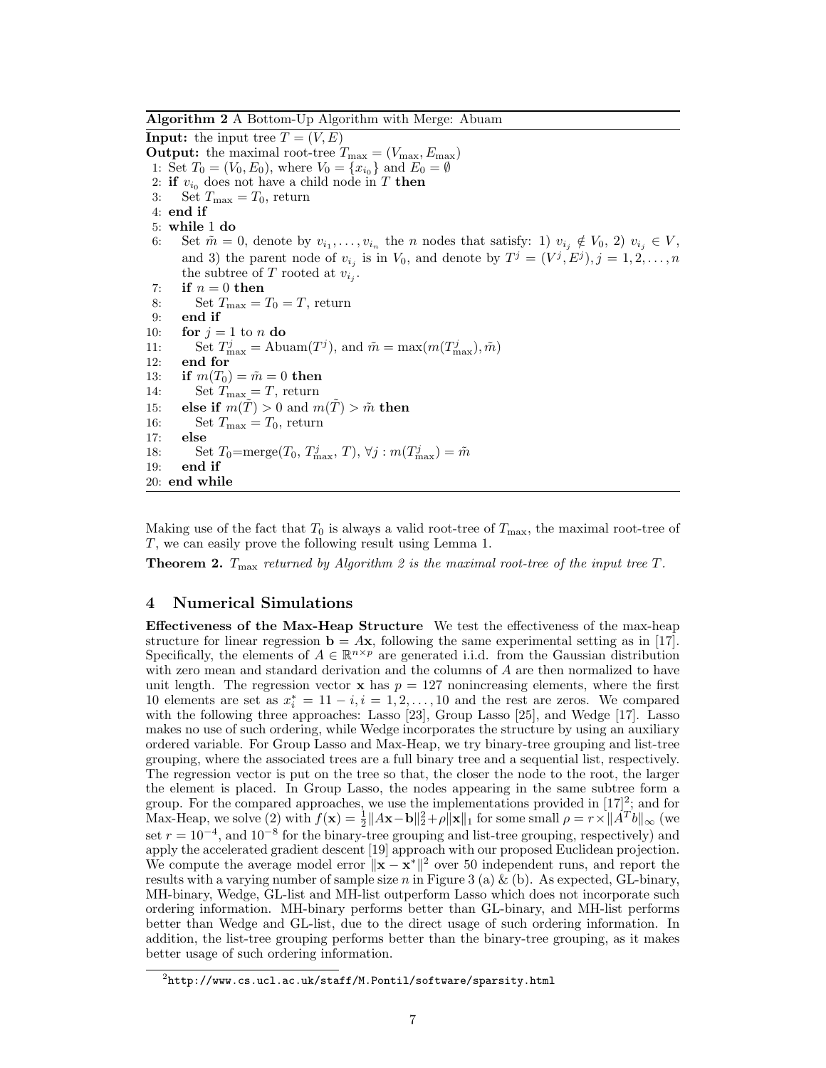**Algorithm 2** A Bottom-Up Algorithm with Merge: Abuam

```
Input: the input tree T = (V, E)
Output: the maximal root-tree T_max = (V_max, E_max)
 1: Set T_0 = (V_0, E_0), where V_0 = {x_{i_0}} and E_0 = ∅
 2: if v_{i_0} does not have a child node in T then
 3:     Set T_max = T_0, return
 4: end if
 5: while 1 do
 6:     Set m̃ = 0, denote by v_{i_1}, ..., v_{i_n} the n nodes that satisfy: 1) v_{i_j} ∉ V_0, 2) v_{i_j} ∈ V,
        and 3) the parent node of v_{i_j} is in V_0, and denote by T^j = (V^j, E^j), j = 1, 2, ..., n
        the subtree of T rooted at v_{i_j}.
 7:     if n = 0 then
 8:         Set T_max = T_0 = T, return
 9:     end if
10:     for j = 1 to n do
11:         Set T^j_max = Abuam(T^j), and m̃ = max(m(T^j_max), m̃)
12:     end for
13:     if m(T_0) = m̃ = 0 then
14:         Set T_max = T, return
15:     else if m(T̃) > 0 and m(T̃) > m̃ then
16:         Set T_max = T_0, return
17:     else
18:         Set T_0=merge(T_0, T^j_max, T), ∀j : m(T^j_max) = m̃
19:     end if
20: end while
```

Making use of the fact that $T_0$ is always a valid root-tree of $T_{\max}$, the maximal root-tree of $T$, we can easily prove the following result using Lemma 1.

**Theorem 2.** *$T_{\max}$ returned by Algorithm 2 is the maximal root-tree of the input tree $T$.*

## 4 Numerical Simulations

**Effectiveness of the Max-Heap Structure** We test the effectiveness of the max-heap structure for linear regression $\mathbf{b} = A\mathbf{x}$, following the same experimental setting as in [17]. Specifically, the elements of $A \in \mathbb{R}^{n \times p}$ are generated i.i.d. from the Gaussian distribution with zero mean and standard derivation and the columns of $A$ are then normalized to have unit length. The regression vector $\mathbf{x}$ has $p = 127$ nonincreasing elements, where the first 10 elements are set as $x_i^* = 11 - i, i = 1, 2, \ldots, 10$ and the rest are zeros. We compared with the following three approaches: Lasso [23], Group Lasso [25], and Wedge [17]. Lasso makes no use of such ordering, while Wedge incorporates the structure by using an auxiliary ordered variable. For Group Lasso and Max-Heap, we try binary-tree grouping and list-tree grouping, where the associated trees are a full binary tree and a sequential list, respectively. The regression vector is put on the tree so that, the closer the node to the root, the larger the element is placed. In Group Lasso, the nodes appearing in the same subtree form a group. For the compared approaches, we use the implementations provided in [17][2]; and for Max-Heap, we solve (2) with $f(\mathbf{x}) = \frac{1}{2}\|A\mathbf{x} - \mathbf{b}\|_2^2 + \rho\|\mathbf{x}\|_1$ for some small $\rho = r \times \|A^T b\|_\infty$ (we set $r = 10^{-4}$, and $10^{-8}$ for the binary-tree grouping and list-tree grouping, respectively) and apply the accelerated gradient descent [19] approach with our proposed Euclidean projection. We compute the average model error $\|\mathbf{x} - \mathbf{x}^*\|^2$ over 50 independent runs, and report the results with a varying number of sample size $n$ in Figure 3 (a) & (b). As expected, GL-binary, MH-binary, Wedge, GL-list and MH-list outperform Lasso which does not incorporate such ordering information. MH-binary performs better than GL-binary, and MH-list performs better than Wedge and GL-list, due to the direct usage of such ordering information. In addition, the list-tree grouping performs better than the binary-tree grouping, as it makes better usage of such ordering information.

[2] http://www.cs.ucl.ac.uk/staff/M.Pontil/software/sparsity.html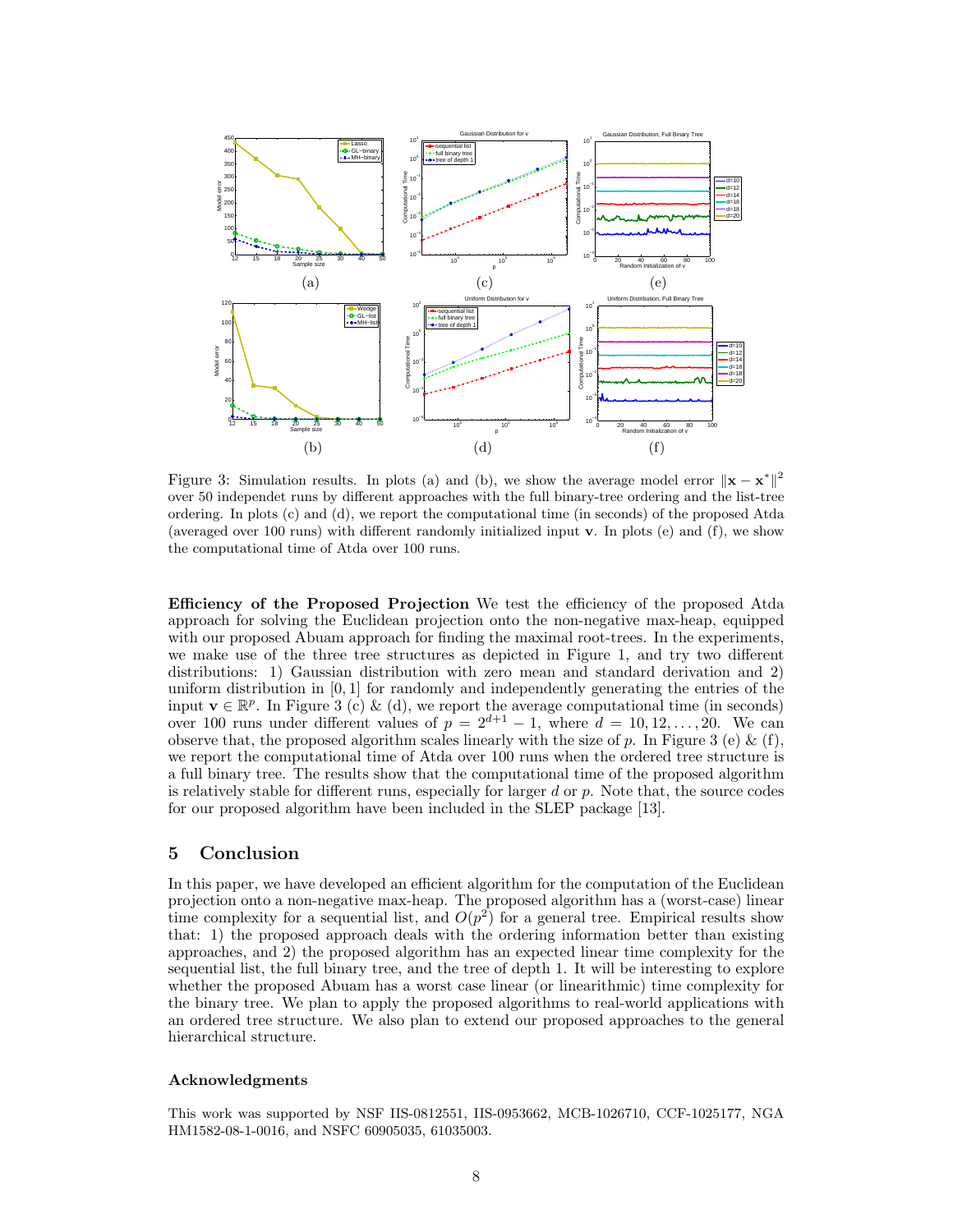Figure 3: Simulation results. In plots (a) and (b), we show the average model error $\|\mathbf{x} - \mathbf{x}^*\|^2$ over 50 independet runs by different approaches with the full binary-tree ordering and the list-tree ordering. In plots (c) and (d), we report the computational time (in seconds) of the proposed Atda (averaged over 100 runs) with different randomly initialized input $\mathbf{v}$. In plots (e) and (f), we show the computational time of Atda over 100 runs.

**Efficiency of the Proposed Projection** We test the efficiency of the proposed Atda approach for solving the Euclidean projection onto the non-negative max-heap, equipped with our proposed Abuam approach for finding the maximal root-trees. In the experiments, we make use of the three tree structures as depicted in Figure 1, and try two different distributions: 1) Gaussian distribution with zero mean and standard derivation and 2) uniform distribution in $[0, 1]$ for randomly and independently generating the entries of the input $\mathbf{v} \in \mathbb{R}^p$. In Figure 3 (c) & (d), we report the average computational time (in seconds) over 100 runs under different values of $p = 2^{d+1} - 1$, where $d = 10, 12, \ldots, 20$. We can observe that, the proposed algorithm scales linearly with the size of $p$. In Figure 3 (e) & (f), we report the computational time of Atda over 100 runs when the ordered tree structure is a full binary tree. The results show that the computational time of the proposed algorithm is relatively stable for different runs, especially for larger $d$ or $p$. Note that, the source codes for our proposed algorithm have been included in the SLEP package [13].

## 5 Conclusion

In this paper, we have developed an efficient algorithm for the computation of the Euclidean projection onto a non-negative max-heap. The proposed algorithm has a (worst-case) linear time complexity for a sequential list, and $O(p^2)$ for a general tree. Empirical results show that: 1) the proposed approach deals with the ordering information better than existing approaches, and 2) the proposed algorithm has an expected linear time complexity for the sequential list, the full binary tree, and the tree of depth 1. It will be interesting to explore whether the proposed Abuam has a worst case linear (or linearithmic) time complexity for the binary tree. We plan to apply the proposed algorithms to real-world applications with an ordered tree structure. We also plan to extend our proposed approaches to the general hierarchical structure.

### Acknowledgments

This work was supported by NSF IIS-0812551, IIS-0953662, MCB-1026710, CCF-1025177, NGA HM1582-08-1-0016, and NSFC 60905035, 61035003.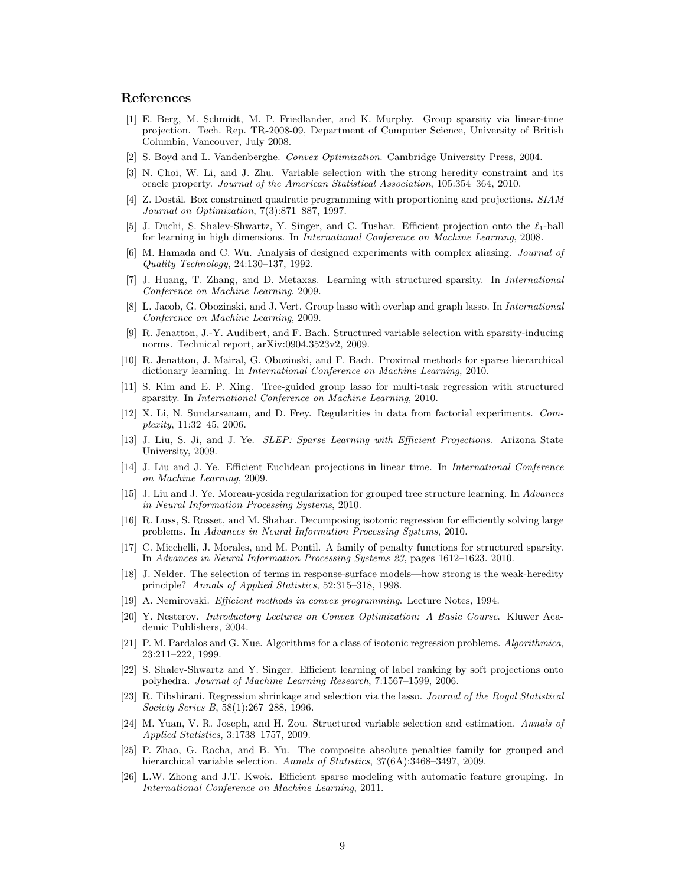## References

[1] E. Berg, M. Schmidt, M. P. Friedlander, and K. Murphy. Group sparsity via linear-time projection. Tech. Rep. TR-2008-09, Department of Computer Science, University of British Columbia, Vancouver, July 2008.

[2] S. Boyd and L. Vandenberghe. *Convex Optimization*. Cambridge University Press, 2004.

[3] N. Choi, W. Li, and J. Zhu. Variable selection with the strong heredity constraint and its oracle property. *Journal of the American Statistical Association*, 105:354–364, 2010.

[4] Z. Dostál. Box constrained quadratic programming with proportioning and projections. *SIAM Journal on Optimization*, 7(3):871–887, 1997.

[5] J. Duchi, S. Shalev-Shwartz, Y. Singer, and C. Tushar. Efficient projection onto the $\ell_1$-ball for learning in high dimensions. In *International Conference on Machine Learning*, 2008.

[6] M. Hamada and C. Wu. Analysis of designed experiments with complex aliasing. *Journal of Quality Technology*, 24:130–137, 1992.

[7] J. Huang, T. Zhang, and D. Metaxas. Learning with structured sparsity. In *International Conference on Machine Learning*. 2009.

[8] L. Jacob, G. Obozinski, and J. Vert. Group lasso with overlap and graph lasso. In *International Conference on Machine Learning*, 2009.

[9] R. Jenatton, J.-Y. Audibert, and F. Bach. Structured variable selection with sparsity-inducing norms. Technical report, arXiv:0904.3523v2, 2009.

[10] R. Jenatton, J. Mairal, G. Obozinski, and F. Bach. Proximal methods for sparse hierarchical dictionary learning. In *International Conference on Machine Learning*, 2010.

[11] S. Kim and E. P. Xing. Tree-guided group lasso for multi-task regression with structured sparsity. In *International Conference on Machine Learning*, 2010.

[12] X. Li, N. Sundarsanam, and D. Frey. Regularities in data from factorial experiments. *Complexity*, 11:32–45, 2006.

[13] J. Liu, S. Ji, and J. Ye. *SLEP: Sparse Learning with Efficient Projections*. Arizona State University, 2009.

[14] J. Liu and J. Ye. Efficient Euclidean projections in linear time. In *International Conference on Machine Learning*, 2009.

[15] J. Liu and J. Ye. Moreau-yosida regularization for grouped tree structure learning. In *Advances in Neural Information Processing Systems*, 2010.

[16] R. Luss, S. Rosset, and M. Shahar. Decomposing isotonic regression for efficiently solving large problems. In *Advances in Neural Information Processing Systems*, 2010.

[17] C. Micchelli, J. Morales, and M. Pontil. A family of penalty functions for structured sparsity. In *Advances in Neural Information Processing Systems 23*, pages 1612–1623. 2010.

[18] J. Nelder. The selection of terms in response-surface models—how strong is the weak-heredity principle? *Annals of Applied Statistics*, 52:315–318, 1998.

[19] A. Nemirovski. *Efficient methods in convex programming*. Lecture Notes, 1994.

[20] Y. Nesterov. *Introductory Lectures on Convex Optimization: A Basic Course*. Kluwer Academic Publishers, 2004.

[21] P. M. Pardalos and G. Xue. Algorithms for a class of isotonic regression problems. *Algorithmica*, 23:211–222, 1999.

[22] S. Shalev-Shwartz and Y. Singer. Efficient learning of label ranking by soft projections onto polyhedra. *Journal of Machine Learning Research*, 7:1567–1599, 2006.

[23] R. Tibshirani. Regression shrinkage and selection via the lasso. *Journal of the Royal Statistical Society Series B*, 58(1):267–288, 1996.

[24] M. Yuan, V. R. Joseph, and H. Zou. Structured variable selection and estimation. *Annals of Applied Statistics*, 3:1738–1757, 2009.

[25] P. Zhao, G. Rocha, and B. Yu. The composite absolute penalties family for grouped and hierarchical variable selection. *Annals of Statistics*, 37(6A):3468–3497, 2009.

[26] L.W. Zhong and J.T. Kwok. Efficient sparse modeling with automatic feature grouping. In *International Conference on Machine Learning*, 2011.